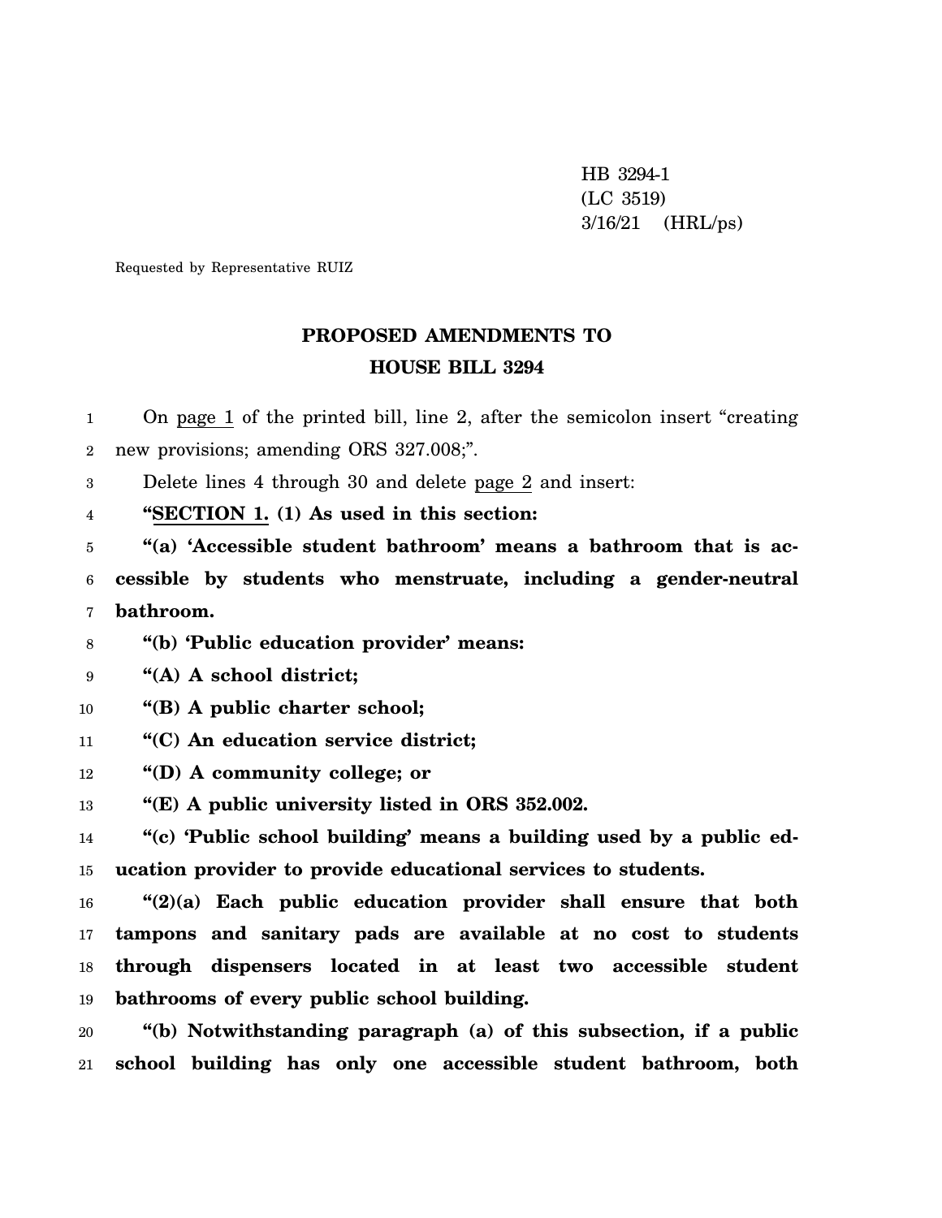HB 3294-1
(LC 3519)
3/16/21 (HRL/ps)

Requested by Representative RUIZ

# PROPOSED AMENDMENTS TO
# HOUSE BILL 3294

On page 1 of the printed bill, line 2, after the semicolon insert "creating new provisions; amending ORS 327.008;".

Delete lines 4 through 30 and delete page 2 and insert:

**"SECTION 1. (1) As used in this section:**

**"(a) 'Accessible student bathroom' means a bathroom that is accessible by students who menstruate, including a gender-neutral bathroom.**

**"(b) 'Public education provider' means:**

**"(A) A school district;**

**"(B) A public charter school;**

**"(C) An education service district;**

**"(D) A community college; or**

**"(E) A public university listed in ORS 352.002.**

**"(c) 'Public school building' means a building used by a public education provider to provide educational services to students.**

**"(2)(a) Each public education provider shall ensure that both tampons and sanitary pads are available at no cost to students through dispensers located in at least two accessible student bathrooms of every public school building.**

**"(b) Notwithstanding paragraph (a) of this subsection, if a public school building has only one accessible student bathroom, both**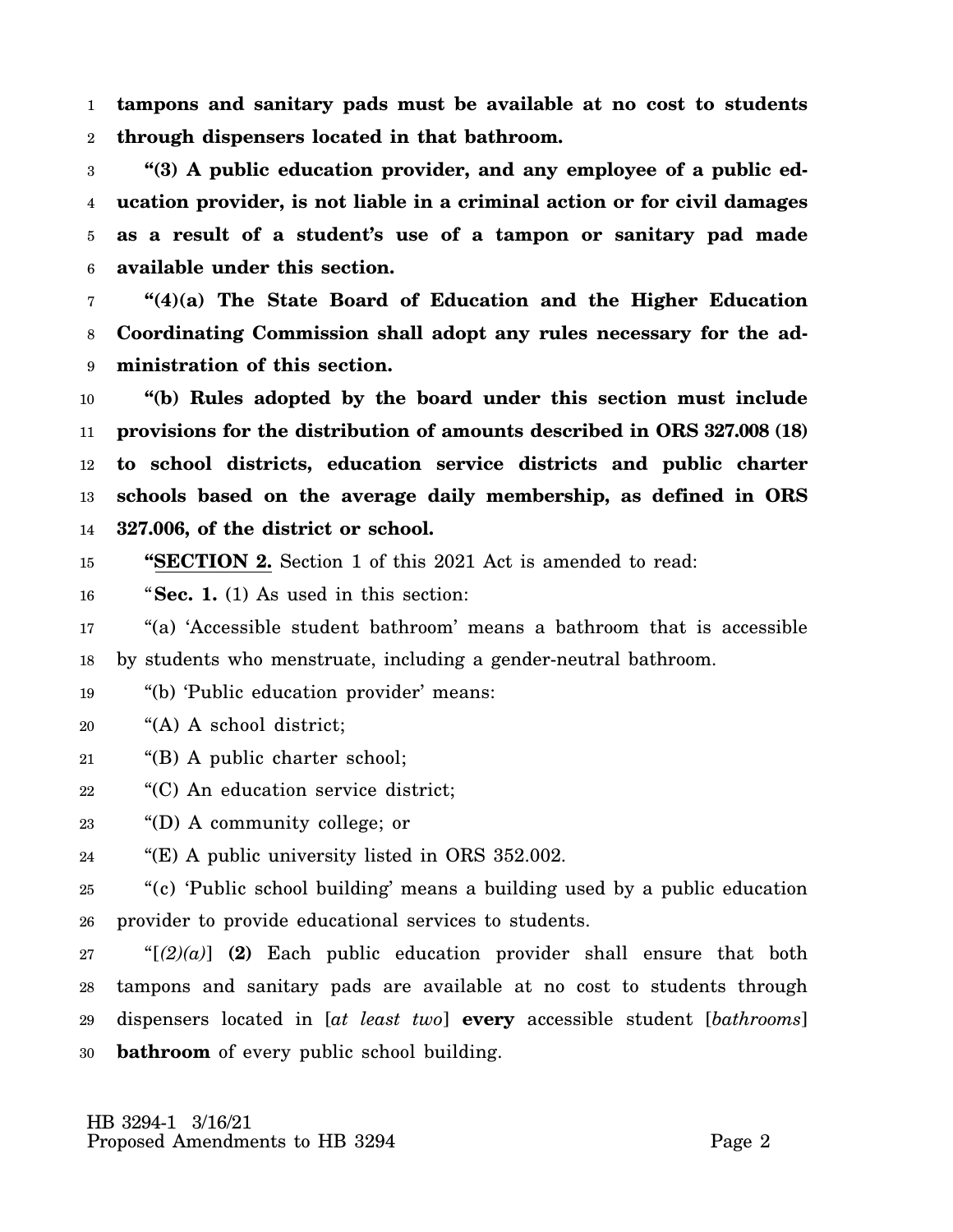**tampons and sanitary pads must be available at no cost to students through dispensers located in that bathroom.**

**"(3) A public education provider, and any employee of a public education provider, is not liable in a criminal action or for civil damages as a result of a student's use of a tampon or sanitary pad made available under this section.**

**"(4)(a) The State Board of Education and the Higher Education Coordinating Commission shall adopt any rules necessary for the administration of this section.**

**"(b) Rules adopted by the board under this section must include provisions for the distribution of amounts described in ORS 327.008 (18) to school districts, education service districts and public charter schools based on the average daily membership, as defined in ORS 327.006, of the district or school.**

**"SECTION 2.** Section 1 of this 2021 Act is amended to read:

"**Sec. 1.** (1) As used in this section:

"(a) 'Accessible student bathroom' means a bathroom that is accessible by students who menstruate, including a gender-neutral bathroom.

"(b) 'Public education provider' means:

"(A) A school district;

"(B) A public charter school;

"(C) An education service district;

"(D) A community college; or

"(E) A public university listed in ORS 352.002.

"(c) 'Public school building' means a building used by a public education provider to provide educational services to students.

"[*(2)(a)*] **(2)** Each public education provider shall ensure that both tampons and sanitary pads are available at no cost to students through dispensers located in [*at least two*] **every** accessible student [*bathrooms*] **bathroom** of every public school building.

HB 3294-1 3/16/21
Proposed Amendments to HB 3294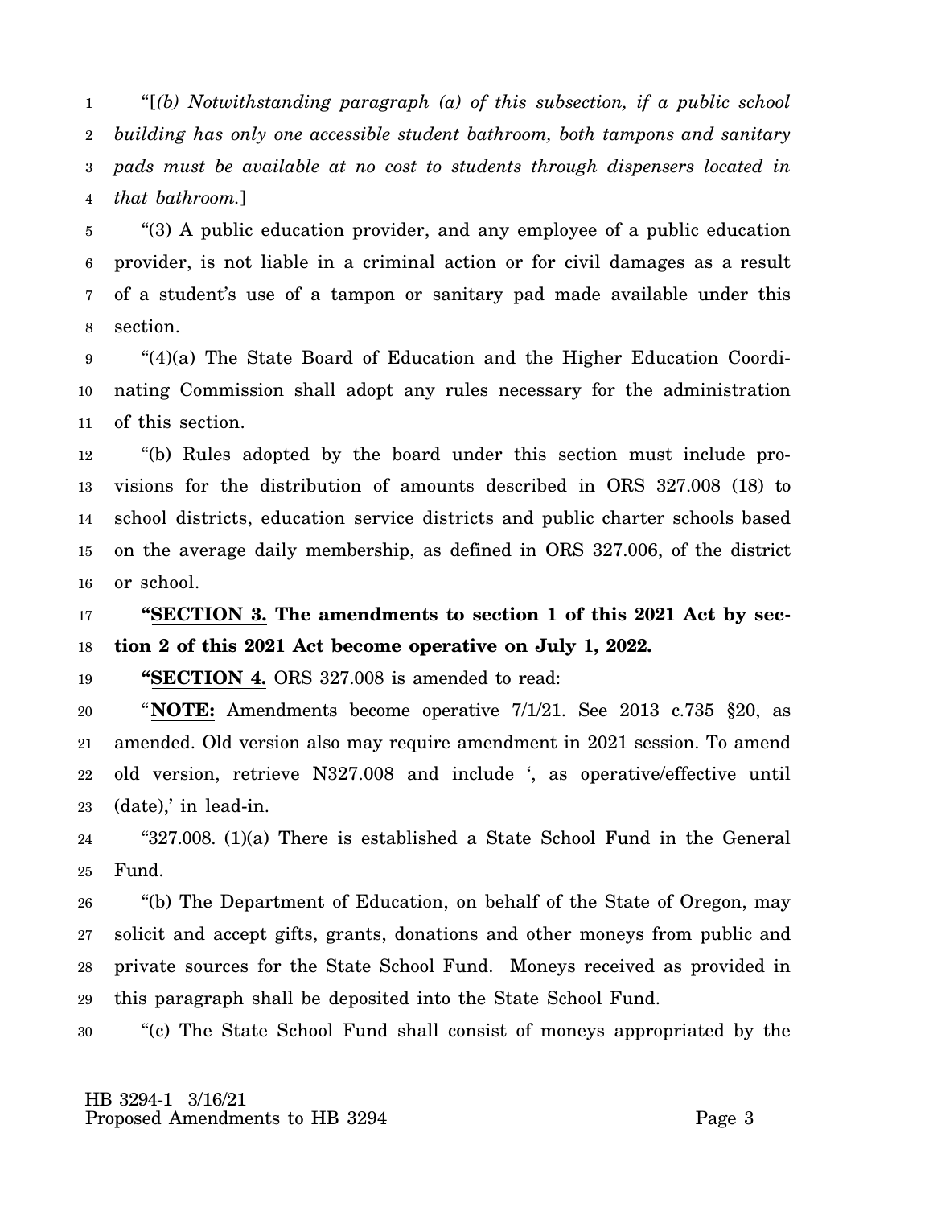"[*(b) Notwithstanding paragraph (a) of this subsection, if a public school building has only one accessible student bathroom, both tampons and sanitary pads must be available at no cost to students through dispensers located in that bathroom.*]

"(3) A public education provider, and any employee of a public education provider, is not liable in a criminal action or for civil damages as a result of a student's use of a tampon or sanitary pad made available under this section.

"(4)(a) The State Board of Education and the Higher Education Coordinating Commission shall adopt any rules necessary for the administration of this section.

"(b) Rules adopted by the board under this section must include provisions for the distribution of amounts described in ORS 327.008 (18) to school districts, education service districts and public charter schools based on the average daily membership, as defined in ORS 327.006, of the district or school.

**"SECTION 3. The amendments to section 1 of this 2021 Act by section 2 of this 2021 Act become operative on July 1, 2022.**

**"SECTION 4.** ORS 327.008 is amended to read:

"**NOTE:** Amendments become operative 7/1/21. See 2013 c.735 §20, as amended. Old version also may require amendment in 2021 session. To amend old version, retrieve N327.008 and include ', as operative/effective until (date),' in lead-in.

"327.008. (1)(a) There is established a State School Fund in the General Fund.

"(b) The Department of Education, on behalf of the State of Oregon, may solicit and accept gifts, grants, donations and other moneys from public and private sources for the State School Fund. Moneys received as provided in this paragraph shall be deposited into the State School Fund.

"(c) The State School Fund shall consist of moneys appropriated by the

HB 3294-1 3/16/21
Proposed Amendments to HB 3294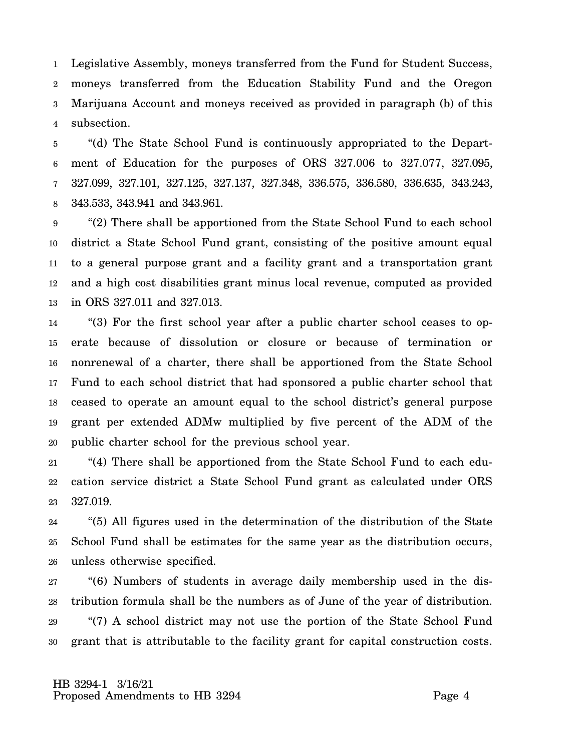Legislative Assembly, moneys transferred from the Fund for Student Success, moneys transferred from the Education Stability Fund and the Oregon Marijuana Account and moneys received as provided in paragraph (b) of this subsection.

"(d) The State School Fund is continuously appropriated to the Department of Education for the purposes of ORS 327.006 to 327.077, 327.095, 327.099, 327.101, 327.125, 327.137, 327.348, 336.575, 336.580, 336.635, 343.243, 343.533, 343.941 and 343.961.

"(2) There shall be apportioned from the State School Fund to each school district a State School Fund grant, consisting of the positive amount equal to a general purpose grant and a facility grant and a transportation grant and a high cost disabilities grant minus local revenue, computed as provided in ORS 327.011 and 327.013.

"(3) For the first school year after a public charter school ceases to operate because of dissolution or closure or because of termination or nonrenewal of a charter, there shall be apportioned from the State School Fund to each school district that had sponsored a public charter school that ceased to operate an amount equal to the school district's general purpose grant per extended ADMw multiplied by five percent of the ADM of the public charter school for the previous school year.

"(4) There shall be apportioned from the State School Fund to each education service district a State School Fund grant as calculated under ORS 327.019.

"(5) All figures used in the determination of the distribution of the State School Fund shall be estimates for the same year as the distribution occurs, unless otherwise specified.

"(6) Numbers of students in average daily membership used in the distribution formula shall be the numbers as of June of the year of distribution.

"(7) A school district may not use the portion of the State School Fund grant that is attributable to the facility grant for capital construction costs.

HB 3294-1 3/16/21
Proposed Amendments to HB 3294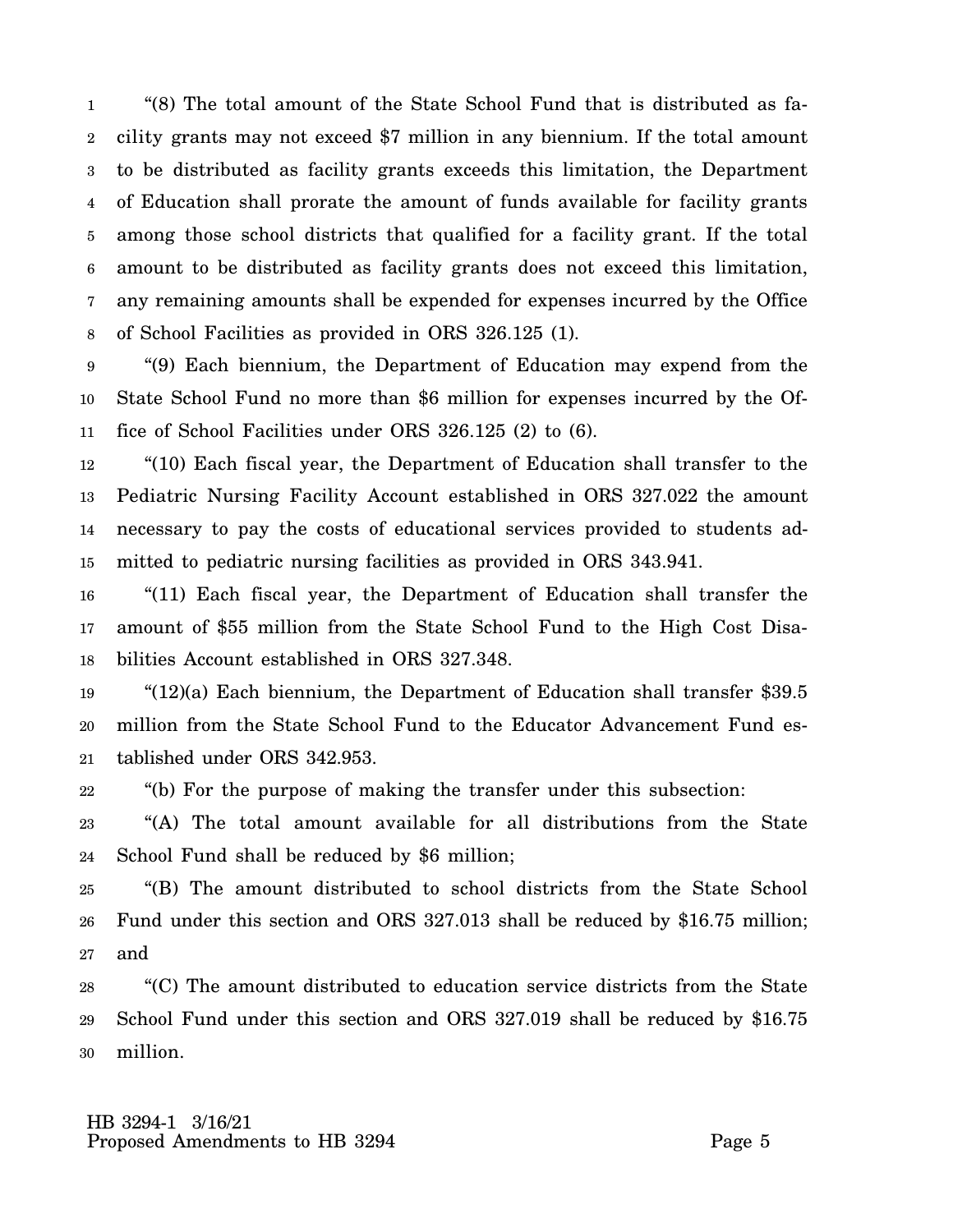"(8) The total amount of the State School Fund that is distributed as facility grants may not exceed $7 million in any biennium. If the total amount to be distributed as facility grants exceeds this limitation, the Department of Education shall prorate the amount of funds available for facility grants among those school districts that qualified for a facility grant. If the total amount to be distributed as facility grants does not exceed this limitation, any remaining amounts shall be expended for expenses incurred by the Office of School Facilities as provided in ORS 326.125 (1).

"(9) Each biennium, the Department of Education may expend from the State School Fund no more than $6 million for expenses incurred by the Office of School Facilities under ORS 326.125 (2) to (6).

"(10) Each fiscal year, the Department of Education shall transfer to the Pediatric Nursing Facility Account established in ORS 327.022 the amount necessary to pay the costs of educational services provided to students admitted to pediatric nursing facilities as provided in ORS 343.941.

"(11) Each fiscal year, the Department of Education shall transfer the amount of $55 million from the State School Fund to the High Cost Disabilities Account established in ORS 327.348.

"(12)(a) Each biennium, the Department of Education shall transfer $39.5 million from the State School Fund to the Educator Advancement Fund established under ORS 342.953.

"(b) For the purpose of making the transfer under this subsection:

"(A) The total amount available for all distributions from the State School Fund shall be reduced by $6 million;

"(B) The amount distributed to school districts from the State School Fund under this section and ORS 327.013 shall be reduced by $16.75 million; and

"(C) The amount distributed to education service districts from the State School Fund under this section and ORS 327.019 shall be reduced by $16.75 million.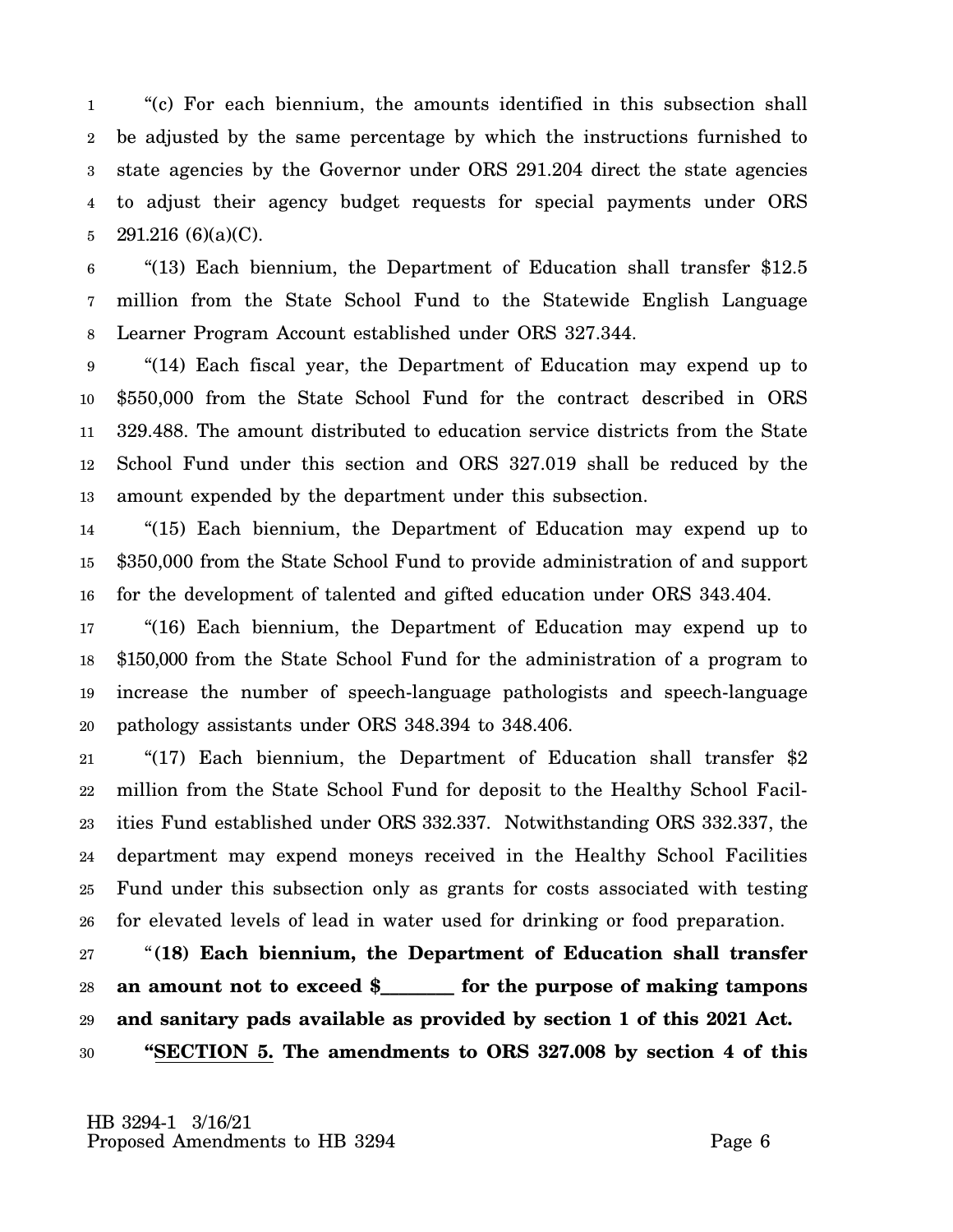"(c) For each biennium, the amounts identified in this subsection shall be adjusted by the same percentage by which the instructions furnished to state agencies by the Governor under ORS 291.204 direct the state agencies to adjust their agency budget requests for special payments under ORS 291.216 (6)(a)(C).

"(13) Each biennium, the Department of Education shall transfer $12.5 million from the State School Fund to the Statewide English Language Learner Program Account established under ORS 327.344.

"(14) Each fiscal year, the Department of Education may expend up to $550,000 from the State School Fund for the contract described in ORS 329.488. The amount distributed to education service districts from the State School Fund under this section and ORS 327.019 shall be reduced by the amount expended by the department under this subsection.

"(15) Each biennium, the Department of Education may expend up to $350,000 from the State School Fund to provide administration of and support for the development of talented and gifted education under ORS 343.404.

"(16) Each biennium, the Department of Education may expend up to $150,000 from the State School Fund for the administration of a program to increase the number of speech-language pathologists and speech-language pathology assistants under ORS 348.394 to 348.406.

"(17) Each biennium, the Department of Education shall transfer $2 million from the State School Fund for deposit to the Healthy School Facilities Fund established under ORS 332.337. Notwithstanding ORS 332.337, the department may expend moneys received in the Healthy School Facilities Fund under this subsection only as grants for costs associated with testing for elevated levels of lead in water used for drinking or food preparation.

"**(18) Each biennium, the Department of Education shall transfer an amount not to exceed $_______ for the purpose of making tampons and sanitary pads available as provided by section 1 of this 2021 Act.**

"**SECTION 5. The amendments to ORS 327.008 by section 4 of this**

HB 3294-1 3/16/21
Proposed Amendments to HB 3294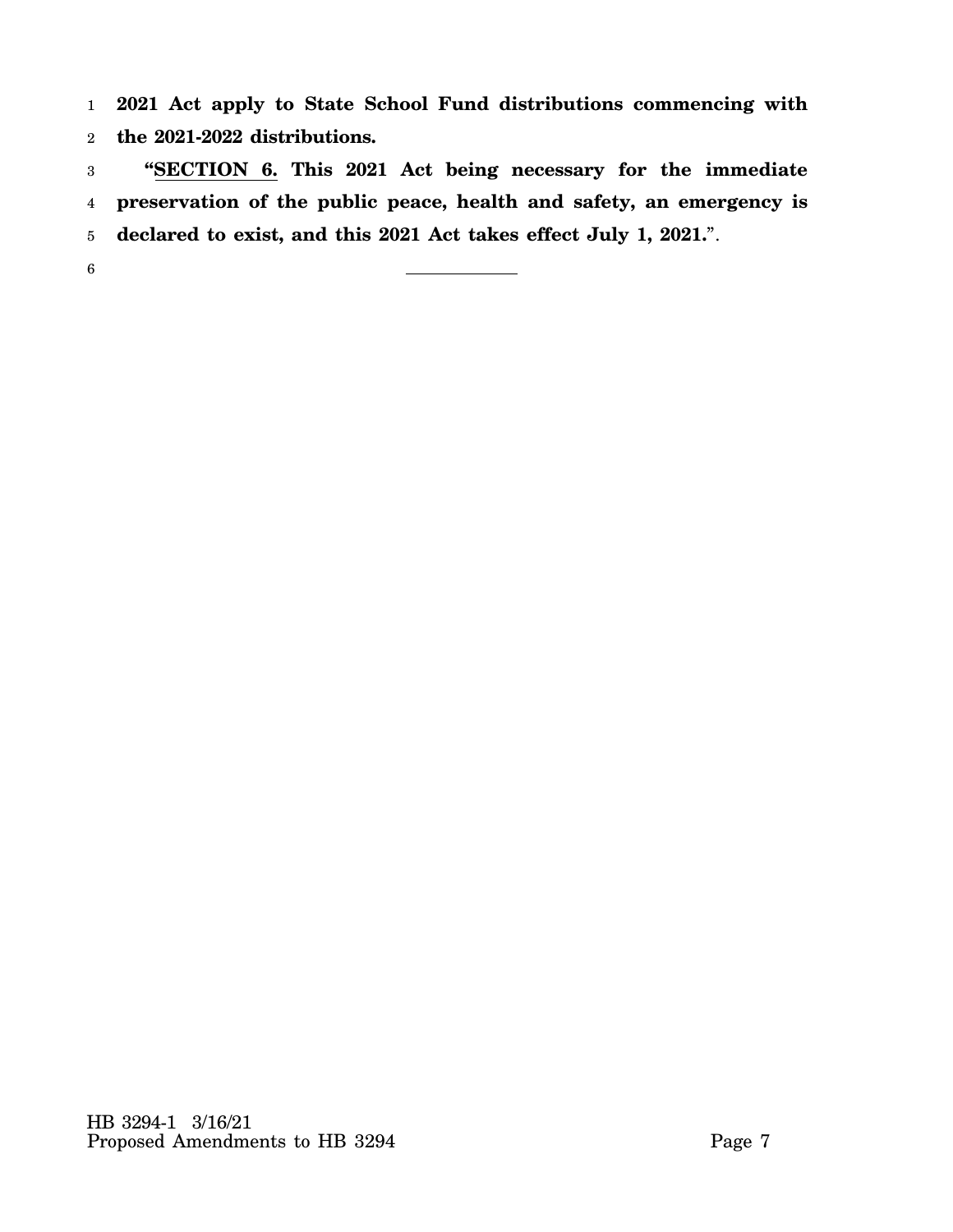**2021 Act apply to State School Fund distributions commencing with the 2021-2022 distributions.**

"**SECTION 6. This 2021 Act being necessary for the immediate preservation of the public peace, health and safety, an emergency is declared to exist, and this 2021 Act takes effect July 1, 2021.**".

---